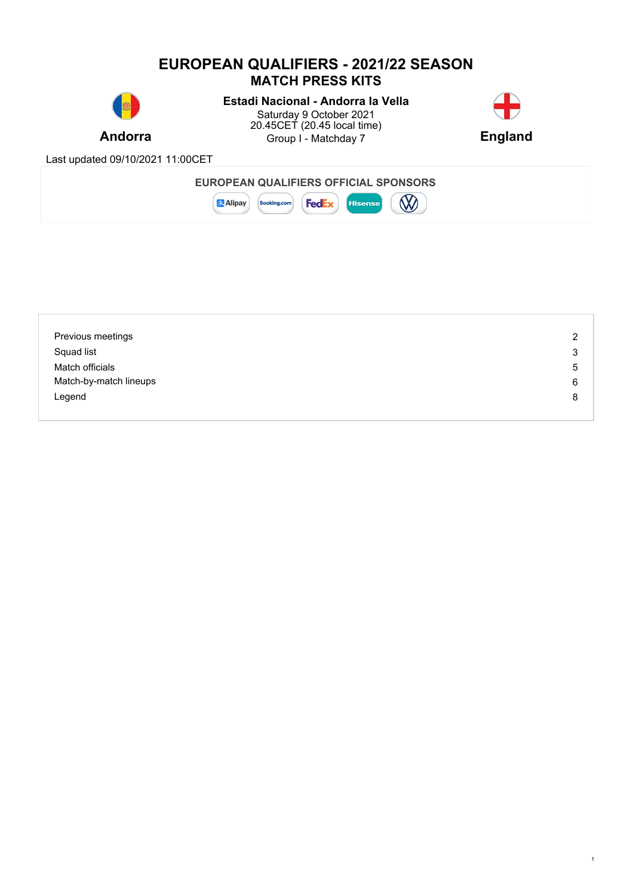# EUROPEAN QUALIFIERS - 2021/22 SEASON

## MATCH PRESS KITS

**Andorra**

**Estadi Nacional - Andorra la Vella**

Saturday 9 October 2021
20.45CET (20.45 local time)
Group I - Matchday 7

**England**

Last updated 09/10/2021 11:00CET

**EUROPEAN QUALIFIERS OFFICIAL SPONSORS**

| | |
|---|---|
| Previous meetings | 2 |
| Squad list | 3 |
| Match officials | 5 |
| Match-by-match lineups | 6 |
| Legend | 8 |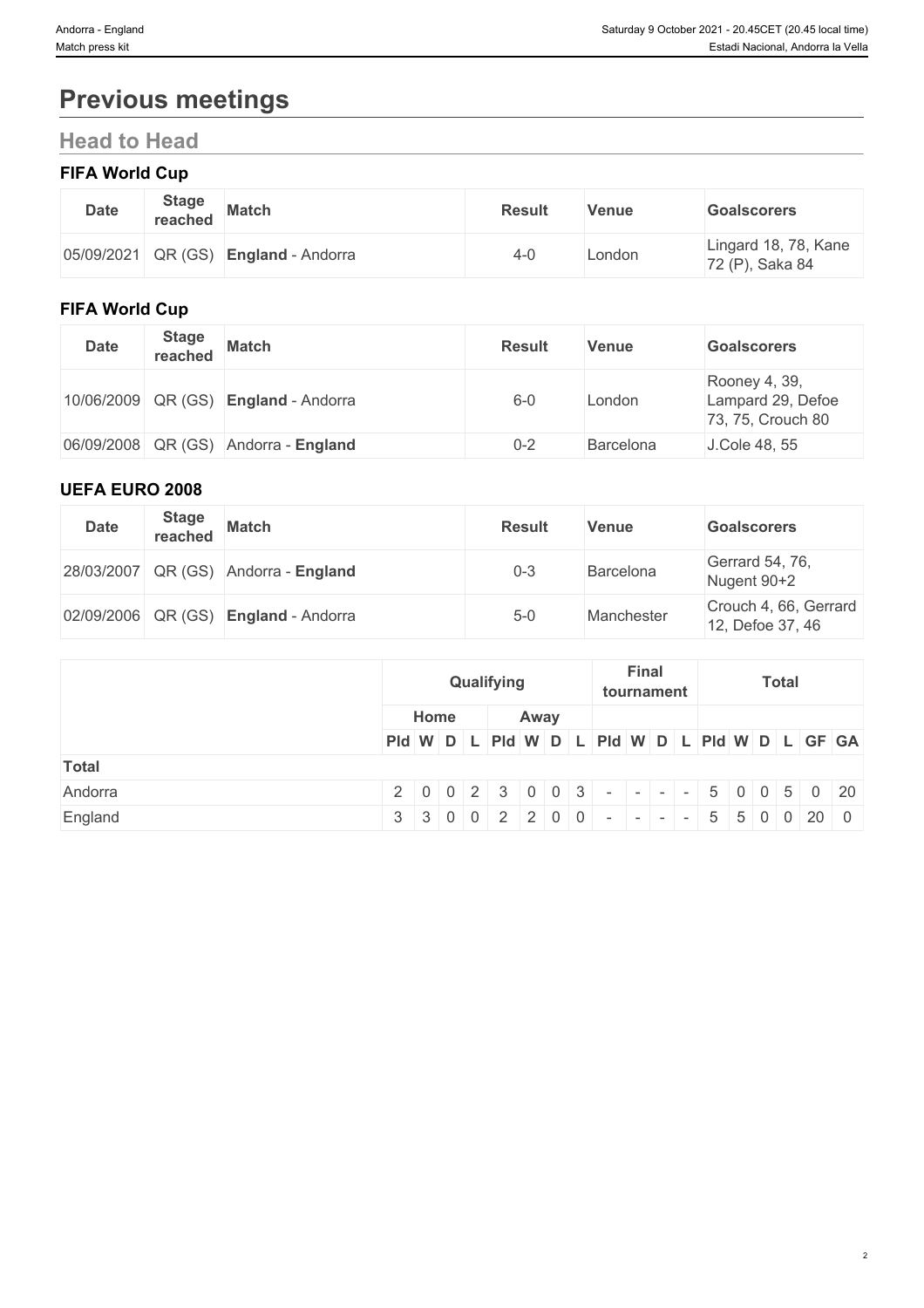# Previous meetings

## Head to Head

### FIFA World Cup

| Date | Stage reached | Match | Result | Venue | Goalscorers |
|---|---|---|---|---|---|
| 05/09/2021 | QR (GS) | **England** - Andorra | 4-0 | London | Lingard 18, 78, Kane 72 (P), Saka 84 |

### FIFA World Cup

| Date | Stage reached | Match | Result | Venue | Goalscorers |
|---|---|---|---|---|---|
| 10/06/2009 | QR (GS) | **England** - Andorra | 6-0 | London | Rooney 4, 39, Lampard 29, Defoe 73, 75, Crouch 80 |
| 06/09/2008 | QR (GS) | Andorra - **England** | 0-2 | Barcelona | J.Cole 48, 55 |

### UEFA EURO 2008

| Date | Stage reached | Match | Result | Venue | Goalscorers |
|---|---|---|---|---|---|
| 28/03/2007 | QR (GS) | Andorra - **England** | 0-3 | Barcelona | Gerrard 54, 76, Nugent 90+2 |
| 02/09/2006 | QR (GS) | **England** - Andorra | 5-0 | Manchester | Crouch 4, 66, Gerrard 12, Defoe 37, 46 |

| | Qualifying | | | | | | | | Final tournament | | | | Total | | | | | |
|---|---|---|---|---|---|---|---|---|---|---|---|---|---|---|---|---|---|---|
| | Home | | | | Away | | | | | | | | | | | | | |
| | Pld | W | D | L | Pld | W | D | L | Pld | W | D | L | Pld | W | D | L | GF | GA |
| **Total** | | | | | | | | | | | | | | | | | | |
| Andorra | 2 | 0 | 0 | 2 | 3 | 0 | 0 | 3 | - | - | - | - | 5 | 0 | 0 | 5 | 0 | 20 |
| England | 3 | 3 | 0 | 0 | 2 | 2 | 0 | 0 | - | - | - | - | 5 | 5 | 0 | 0 | 20 | 0 |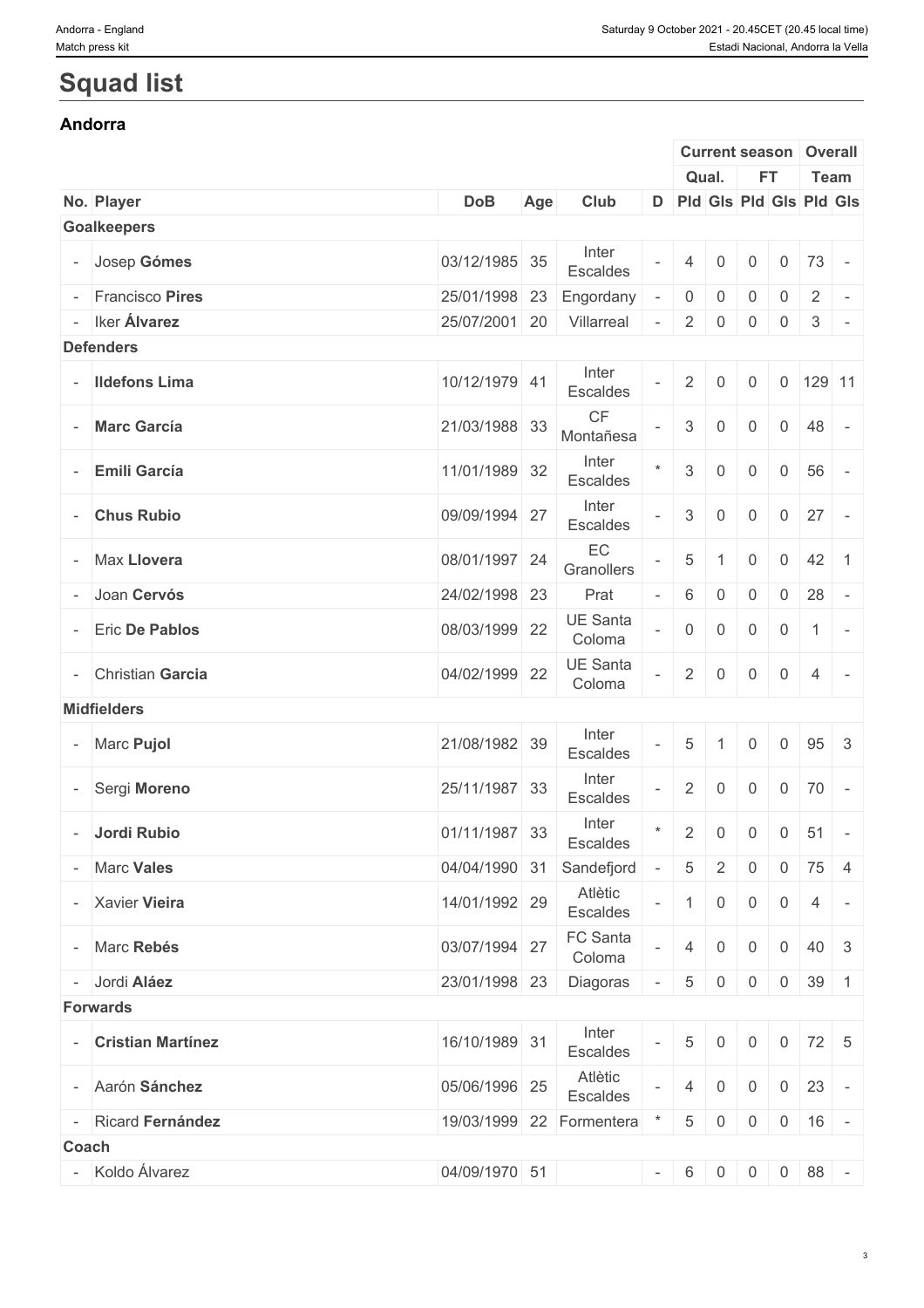# Squad list

## Andorra

| | | | | | | Current season | | | | Overall | |
|---|---|---|---|---|---|---|---|---|---|---|---|
| | | | | | | Qual. | | FT | | Team | |
| No. | Player | DoB | Age | Club | D | Pld | Gls | Pld | Gls | Pld | Gls |
| **Goalkeepers** | | | | | | | | | | | |
| - | Josep **Gómes** | 03/12/1985 | 35 | Inter Escaldes | - | 4 | 0 | 0 | 0 | 73 | - |
| - | Francisco **Pires** | 25/01/1998 | 23 | Engordany | - | 0 | 0 | 0 | 0 | 2 | - |
| - | Iker **Álvarez** | 25/07/2001 | 20 | Villarreal | - | 2 | 0 | 0 | 0 | 3 | - |
| **Defenders** | | | | | | | | | | | |
| - | **Ildefons Lima** | 10/12/1979 | 41 | Inter Escaldes | - | 2 | 0 | 0 | 0 | 129 | 11 |
| - | **Marc García** | 21/03/1988 | 33 | CF Montañesa | - | 3 | 0 | 0 | 0 | 48 | - |
| - | **Emili García** | 11/01/1989 | 32 | Inter Escaldes | * | 3 | 0 | 0 | 0 | 56 | - |
| - | **Chus Rubio** | 09/09/1994 | 27 | Inter Escaldes | - | 3 | 0 | 0 | 0 | 27 | - |
| - | Max **Llovera** | 08/01/1997 | 24 | EC Granollers | - | 5 | 1 | 0 | 0 | 42 | 1 |
| - | Joan **Cervós** | 24/02/1998 | 23 | Prat | - | 6 | 0 | 0 | 0 | 28 | - |
| - | Eric **De Pablos** | 08/03/1999 | 22 | UE Santa Coloma | - | 0 | 0 | 0 | 0 | 1 | - |
| - | Christian **Garcia** | 04/02/1999 | 22 | UE Santa Coloma | - | 2 | 0 | 0 | 0 | 4 | - |
| **Midfielders** | | | | | | | | | | | |
| - | Marc **Pujol** | 21/08/1982 | 39 | Inter Escaldes | - | 5 | 1 | 0 | 0 | 95 | 3 |
| - | Sergi **Moreno** | 25/11/1987 | 33 | Inter Escaldes | - | 2 | 0 | 0 | 0 | 70 | - |
| - | **Jordi Rubio** | 01/11/1987 | 33 | Inter Escaldes | * | 2 | 0 | 0 | 0 | 51 | - |
| - | Marc **Vales** | 04/04/1990 | 31 | Sandefjord | - | 5 | 2 | 0 | 0 | 75 | 4 |
| - | Xavier **Vieira** | 14/01/1992 | 29 | Atlètic Escaldes | - | 1 | 0 | 0 | 0 | 4 | - |
| - | Marc **Rebés** | 03/07/1994 | 27 | FC Santa Coloma | - | 4 | 0 | 0 | 0 | 40 | 3 |
| - | Jordi **Aláez** | 23/01/1998 | 23 | Diagoras | - | 5 | 0 | 0 | 0 | 39 | 1 |
| **Forwards** | | | | | | | | | | | |
| - | **Cristian Martínez** | 16/10/1989 | 31 | Inter Escaldes | - | 5 | 0 | 0 | 0 | 72 | 5 |
| - | Aarón **Sánchez** | 05/06/1996 | 25 | Atlètic Escaldes | - | 4 | 0 | 0 | 0 | 23 | - |
| - | Ricard **Fernández** | 19/03/1999 | 22 | Formentera | * | 5 | 0 | 0 | 0 | 16 | - |
| **Coach** | | | | | | | | | | | |
| - | Koldo Álvarez | 04/09/1970 | 51 | | - | 6 | 0 | 0 | 0 | 88 | - |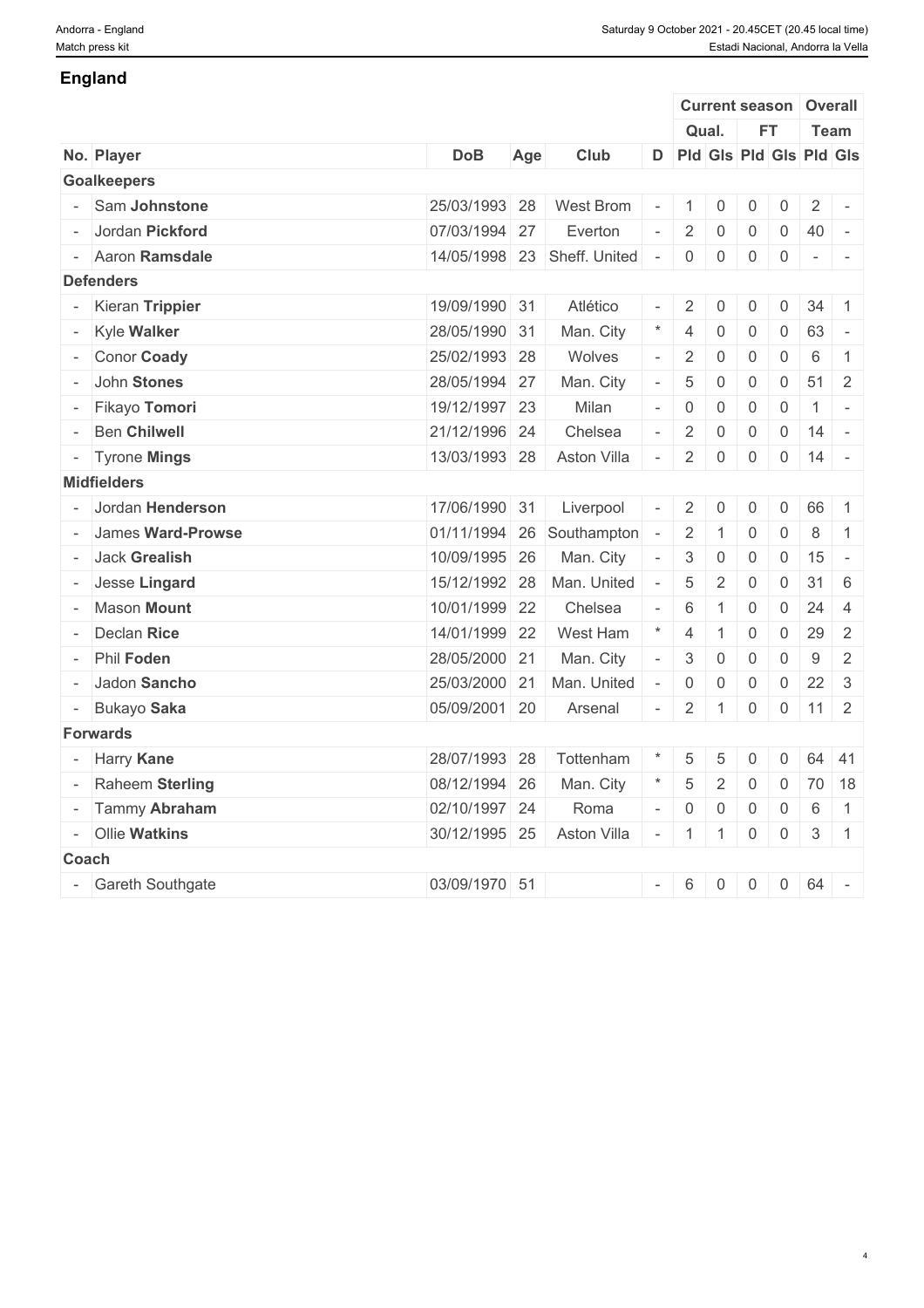## England

| | | | | | Current season | | | | Overall | |
|---|---|---|---|---|---|---|---|---|---|---|
| | | | | | Qual. | | FT | | Team | |
| No. Player | DoB | Age | Club | D | Pld | Gls | Pld | Gls | Pld | Gls |
| **Goalkeepers** | | | | | | | | | | |
| - Sam **Johnstone** | 25/03/1993 | 28 | West Brom | - | 1 | 0 | 0 | 0 | 2 | - |
| - Jordan **Pickford** | 07/03/1994 | 27 | Everton | - | 2 | 0 | 0 | 0 | 40 | - |
| - Aaron **Ramsdale** | 14/05/1998 | 23 | Sheff. United | - | 0 | 0 | 0 | 0 | - | - |
| **Defenders** | | | | | | | | | | |
| - Kieran **Trippier** | 19/09/1990 | 31 | Atlético | - | 2 | 0 | 0 | 0 | 34 | 1 |
| - Kyle **Walker** | 28/05/1990 | 31 | Man. City | * | 4 | 0 | 0 | 0 | 63 | - |
| - Conor **Coady** | 25/02/1993 | 28 | Wolves | - | 2 | 0 | 0 | 0 | 6 | 1 |
| - John **Stones** | 28/05/1994 | 27 | Man. City | - | 5 | 0 | 0 | 0 | 51 | 2 |
| - Fikayo **Tomori** | 19/12/1997 | 23 | Milan | - | 0 | 0 | 0 | 0 | 1 | - |
| - Ben **Chilwell** | 21/12/1996 | 24 | Chelsea | - | 2 | 0 | 0 | 0 | 14 | - |
| - Tyrone **Mings** | 13/03/1993 | 28 | Aston Villa | - | 2 | 0 | 0 | 0 | 14 | - |
| **Midfielders** | | | | | | | | | | |
| - Jordan **Henderson** | 17/06/1990 | 31 | Liverpool | - | 2 | 0 | 0 | 0 | 66 | 1 |
| - James **Ward-Prowse** | 01/11/1994 | 26 | Southampton | - | 2 | 1 | 0 | 0 | 8 | 1 |
| - Jack **Grealish** | 10/09/1995 | 26 | Man. City | - | 3 | 0 | 0 | 0 | 15 | - |
| - Jesse **Lingard** | 15/12/1992 | 28 | Man. United | - | 5 | 2 | 0 | 0 | 31 | 6 |
| - Mason **Mount** | 10/01/1999 | 22 | Chelsea | - | 6 | 1 | 0 | 0 | 24 | 4 |
| - Declan **Rice** | 14/01/1999 | 22 | West Ham | * | 4 | 1 | 0 | 0 | 29 | 2 |
| - Phil **Foden** | 28/05/2000 | 21 | Man. City | - | 3 | 0 | 0 | 0 | 9 | 2 |
| - Jadon **Sancho** | 25/03/2000 | 21 | Man. United | - | 0 | 0 | 0 | 0 | 22 | 3 |
| - Bukayo **Saka** | 05/09/2001 | 20 | Arsenal | - | 2 | 1 | 0 | 0 | 11 | 2 |
| **Forwards** | | | | | | | | | | |
| - Harry **Kane** | 28/07/1993 | 28 | Tottenham | * | 5 | 5 | 0 | 0 | 64 | 41 |
| - Raheem **Sterling** | 08/12/1994 | 26 | Man. City | * | 5 | 2 | 0 | 0 | 70 | 18 |
| - Tammy **Abraham** | 02/10/1997 | 24 | Roma | - | 0 | 0 | 0 | 0 | 6 | 1 |
| - Ollie **Watkins** | 30/12/1995 | 25 | Aston Villa | - | 1 | 1 | 0 | 0 | 3 | 1 |
| **Coach** | | | | | | | | | | |
| - Gareth Southgate | 03/09/1970 | 51 | | - | 6 | 0 | 0 | 0 | 64 | - |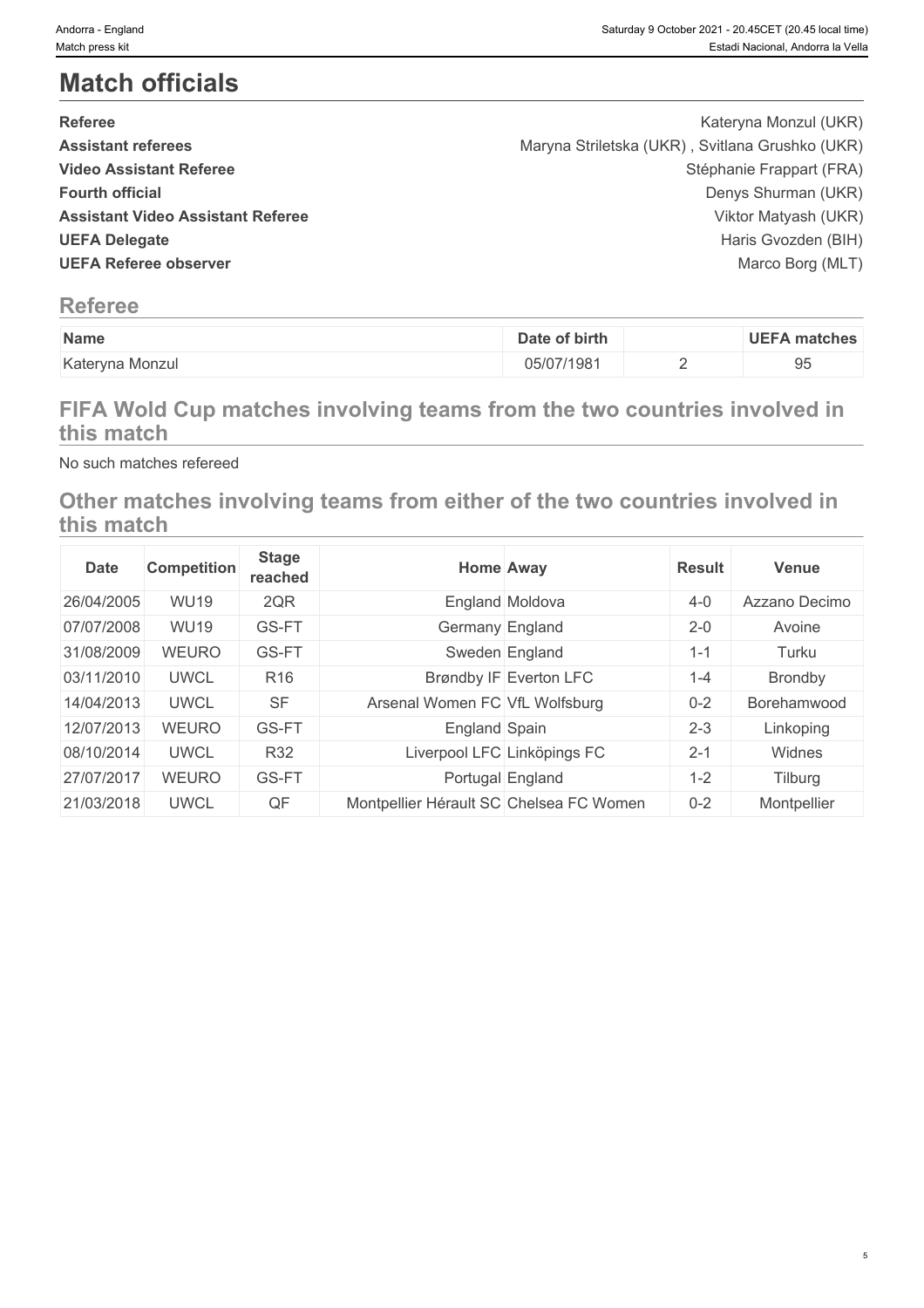# Match officials

| | |
|---|---|
| **Referee** | Kateryna Monzul (UKR) |
| **Assistant referees** | Maryna Striletska (UKR) , Svitlana Grushko (UKR) |
| **Video Assistant Referee** | Stéphanie Frappart (FRA) |
| **Fourth official** | Denys Shurman (UKR) |
| **Assistant Video Assistant Referee** | Viktor Matyash (UKR) |
| **UEFA Delegate** | Haris Gvozden (BIH) |
| **UEFA Referee observer** | Marco Borg (MLT) |

## Referee

| Name | Date of birth | | UEFA matches |
|---|---|---|---|
| Kateryna Monzul | 05/07/1981 | 2 | 95 |

## FIFA Wold Cup matches involving teams from the two countries involved in this match

No such matches refereed

## Other matches involving teams from either of the two countries involved in this match

| Date | Competition | Stage reached | Home | Away | Result | Venue |
|---|---|---|---|---|---|---|
| 26/04/2005 | WU19 | 2QR | England | Moldova | 4-0 | Azzano Decimo |
| 07/07/2008 | WU19 | GS-FT | Germany | England | 2-0 | Avoine |
| 31/08/2009 | WEURO | GS-FT | Sweden | England | 1-1 | Turku |
| 03/11/2010 | UWCL | R16 | Brøndby IF | Everton LFC | 1-4 | Brondby |
| 14/04/2013 | UWCL | SF | Arsenal Women FC | VfL Wolfsburg | 0-2 | Borehamwood |
| 12/07/2013 | WEURO | GS-FT | England | Spain | 2-3 | Linkoping |
| 08/10/2014 | UWCL | R32 | Liverpool LFC | Linköpings FC | 2-1 | Widnes |
| 27/07/2017 | WEURO | GS-FT | Portugal | England | 1-2 | Tilburg |
| 21/03/2018 | UWCL | QF | Montpellier Hérault SC | Chelsea FC Women | 0-2 | Montpellier |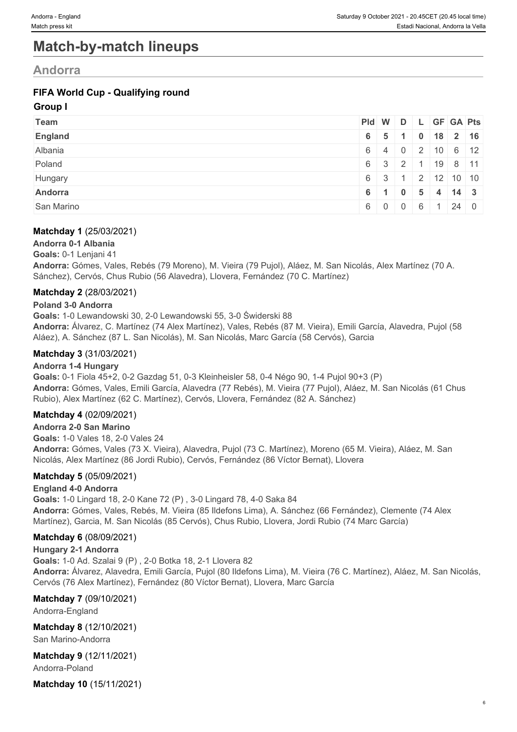# Match-by-match lineups

## Andorra

### FIFA World Cup - Qualifying round

#### Group I

| Team | Pld | W | D | L | GF | GA | Pts |
|---|---|---|---|---|---|---|---|
| **England** | **6** | **5** | **1** | **0** | **18** | **2** | **16** |
| Albania | 6 | 4 | 0 | 2 | 10 | 6 | 12 |
| Poland | 6 | 3 | 2 | 1 | 19 | 8 | 11 |
| Hungary | 6 | 3 | 1 | 2 | 12 | 10 | 10 |
| **Andorra** | **6** | **1** | **0** | **5** | **4** | **14** | **3** |
| San Marino | 6 | 0 | 0 | 6 | 1 | 24 | 0 |

**Matchday 1** (25/03/2021)

**Andorra 0-1 Albania**

**Goals:** 0-1 Lenjani 41

**Andorra:** Gómes, Vales, Rebés (79 Moreno), M. Vieira (79 Pujol), Aláez, M. San Nicolás, Alex Martínez (70 A. Sánchez), Cervós, Chus Rubio (56 Alavedra), Llovera, Fernández (70 C. Martínez)

**Matchday 2** (28/03/2021)

**Poland 3-0 Andorra**

**Goals:** 1-0 Lewandowski 30, 2-0 Lewandowski 55, 3-0 Świderski 88

**Andorra:** Álvarez, C. Martínez (74 Alex Martínez), Vales, Rebés (87 M. Vieira), Emili García, Alavedra, Pujol (58 Aláez), A. Sánchez (87 L. San Nicolás), M. San Nicolás, Marc García (58 Cervós), Garcia

**Matchday 3** (31/03/2021)

**Andorra 1-4 Hungary**

**Goals:** 0-1 Fiola 45+2, 0-2 Gazdag 51, 0-3 Kleinheisler 58, 0-4 Négo 90, 1-4 Pujol 90+3 (P)

**Andorra:** Gómes, Vales, Emili García, Alavedra (77 Rebés), M. Vieira (77 Pujol), Aláez, M. San Nicolás (61 Chus Rubio), Alex Martínez (62 C. Martínez), Cervós, Llovera, Fernández (82 A. Sánchez)

**Matchday 4** (02/09/2021)

**Andorra 2-0 San Marino**

**Goals:** 1-0 Vales 18, 2-0 Vales 24

**Andorra:** Gómes, Vales (73 X. Vieira), Alavedra, Pujol (73 C. Martínez), Moreno (65 M. Vieira), Aláez, M. San Nicolás, Alex Martínez (86 Jordi Rubio), Cervós, Fernández (86 Víctor Bernat), Llovera

**Matchday 5** (05/09/2021)

**England 4-0 Andorra**

**Goals:** 1-0 Lingard 18, 2-0 Kane 72 (P) , 3-0 Lingard 78, 4-0 Saka 84

**Andorra:** Gómes, Vales, Rebés, M. Vieira (85 Ildefons Lima), A. Sánchez (66 Fernández), Clemente (74 Alex Martínez), Garcia, M. San Nicolás (85 Cervós), Chus Rubio, Llovera, Jordi Rubio (74 Marc García)

**Matchday 6** (08/09/2021)

**Hungary 2-1 Andorra**

**Goals:** 1-0 Ad. Szalai 9 (P) , 2-0 Botka 18, 2-1 Llovera 82

**Andorra:** Álvarez, Alavedra, Emili García, Pujol (80 Ildefons Lima), M. Vieira (76 C. Martínez), Aláez, M. San Nicolás, Cervós (76 Alex Martínez), Fernández (80 Víctor Bernat), Llovera, Marc García

**Matchday 7** (09/10/2021)

Andorra-England

**Matchday 8** (12/10/2021)

San Marino-Andorra

**Matchday 9** (12/11/2021)

Andorra-Poland

**Matchday 10** (15/11/2021)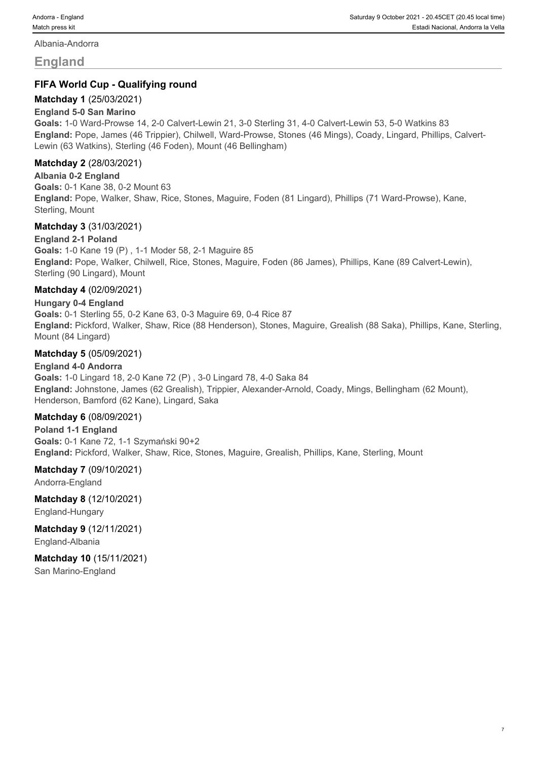Albania-Andorra

## England

### FIFA World Cup - Qualifying round

**Matchday 1** (25/03/2021)

**England 5-0 San Marino**

**Goals:** 1-0 Ward-Prowse 14, 2-0 Calvert-Lewin 21, 3-0 Sterling 31, 4-0 Calvert-Lewin 53, 5-0 Watkins 83

**England:** Pope, James (46 Trippier), Chilwell, Ward-Prowse, Stones (46 Mings), Coady, Lingard, Phillips, Calvert-Lewin (63 Watkins), Sterling (46 Foden), Mount (46 Bellingham)

**Matchday 2** (28/03/2021)

**Albania 0-2 England**

**Goals:** 0-1 Kane 38, 0-2 Mount 63

**England:** Pope, Walker, Shaw, Rice, Stones, Maguire, Foden (81 Lingard), Phillips (71 Ward-Prowse), Kane, Sterling, Mount

**Matchday 3** (31/03/2021)

**England 2-1 Poland**

**Goals:** 1-0 Kane 19 (P) , 1-1 Moder 58, 2-1 Maguire 85

**England:** Pope, Walker, Chilwell, Rice, Stones, Maguire, Foden (86 James), Phillips, Kane (89 Calvert-Lewin), Sterling (90 Lingard), Mount

**Matchday 4** (02/09/2021)

**Hungary 0-4 England**

**Goals:** 0-1 Sterling 55, 0-2 Kane 63, 0-3 Maguire 69, 0-4 Rice 87

**England:** Pickford, Walker, Shaw, Rice (88 Henderson), Stones, Maguire, Grealish (88 Saka), Phillips, Kane, Sterling, Mount (84 Lingard)

**Matchday 5** (05/09/2021)

**England 4-0 Andorra**

**Goals:** 1-0 Lingard 18, 2-0 Kane 72 (P) , 3-0 Lingard 78, 4-0 Saka 84

**England:** Johnstone, James (62 Grealish), Trippier, Alexander-Arnold, Coady, Mings, Bellingham (62 Mount), Henderson, Bamford (62 Kane), Lingard, Saka

**Matchday 6** (08/09/2021)

**Poland 1-1 England**

**Goals:** 0-1 Kane 72, 1-1 Szymański 90+2

**England:** Pickford, Walker, Shaw, Rice, Stones, Maguire, Grealish, Phillips, Kane, Sterling, Mount

**Matchday 7** (09/10/2021)

Andorra-England

**Matchday 8** (12/10/2021)

England-Hungary

**Matchday 9** (12/11/2021)

England-Albania

**Matchday 10** (15/11/2021)

San Marino-England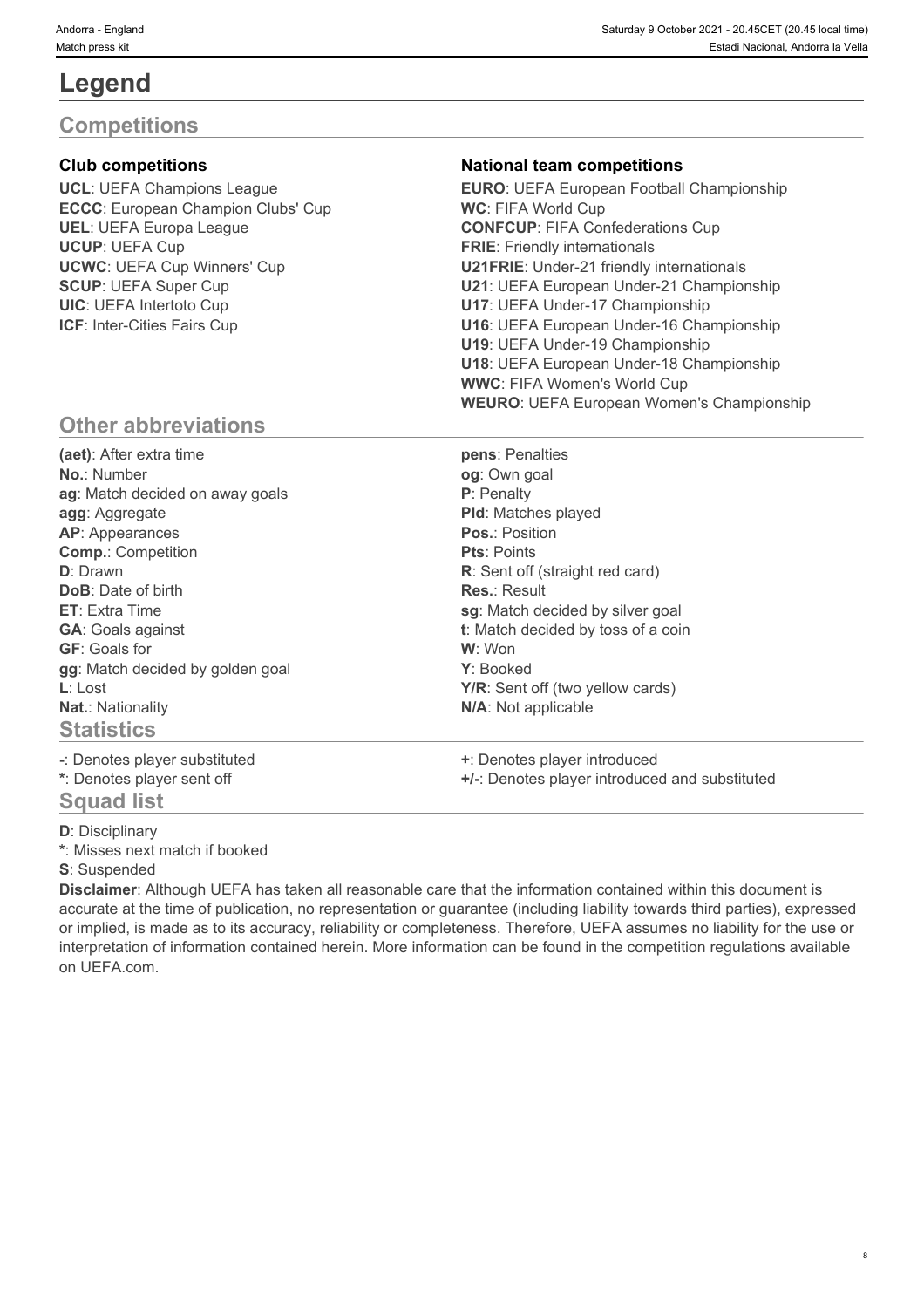# Legend

## Competitions

### Club competitions

**UCL**: UEFA Champions League
**ECCC**: European Champion Clubs' Cup
**UEL**: UEFA Europa League
**UCUP**: UEFA Cup
**UCWC**: UEFA Cup Winners' Cup
**SCUP**: UEFA Super Cup
**UIC**: UEFA Intertoto Cup
**ICF**: Inter-Cities Fairs Cup

### National team competitions

**EURO**: UEFA European Football Championship
**WC**: FIFA World Cup
**CONFCUP**: FIFA Confederations Cup
**FRIE**: Friendly internationals
**U21FRIE**: Under-21 friendly internationals
**U21**: UEFA European Under-21 Championship
**U17**: UEFA Under-17 Championship
**U16**: UEFA European Under-16 Championship
**U19**: UEFA Under-19 Championship
**U18**: UEFA European Under-18 Championship
**WWC**: FIFA Women's World Cup
**WEURO**: UEFA European Women's Championship

## Other abbreviations

**(aet)**: After extra time
**No.**: Number
**ag**: Match decided on away goals
**agg**: Aggregate
**AP**: Appearances
**Comp.**: Competition
**D**: Drawn
**DoB**: Date of birth
**ET**: Extra Time
**GA**: Goals against
**GF**: Goals for
**gg**: Match decided by golden goal
**L**: Lost
**Nat.**: Nationality
**pens**: Penalties
**og**: Own goal
**P**: Penalty
**Pld**: Matches played
**Pos.**: Position
**Pts**: Points
**R**: Sent off (straight red card)
**Res.**: Result
**sg**: Match decided by silver goal
**t**: Match decided by toss of a coin
**W**: Won
**Y**: Booked
**Y/R**: Sent off (two yellow cards)
**N/A**: Not applicable

## Statistics

**-**: Denotes player substituted
**\***: Denotes player sent off
**+**: Denotes player introduced
**+/-**: Denotes player introduced and substituted

## Squad list

**D**: Disciplinary
**\***: Misses next match if booked
**S**: Suspended

**Disclaimer**: Although UEFA has taken all reasonable care that the information contained within this document is accurate at the time of publication, no representation or guarantee (including liability towards third parties), expressed or implied, is made as to its accuracy, reliability or completeness. Therefore, UEFA assumes no liability for the use or interpretation of information contained herein. More information can be found in the competition regulations available on UEFA.com.